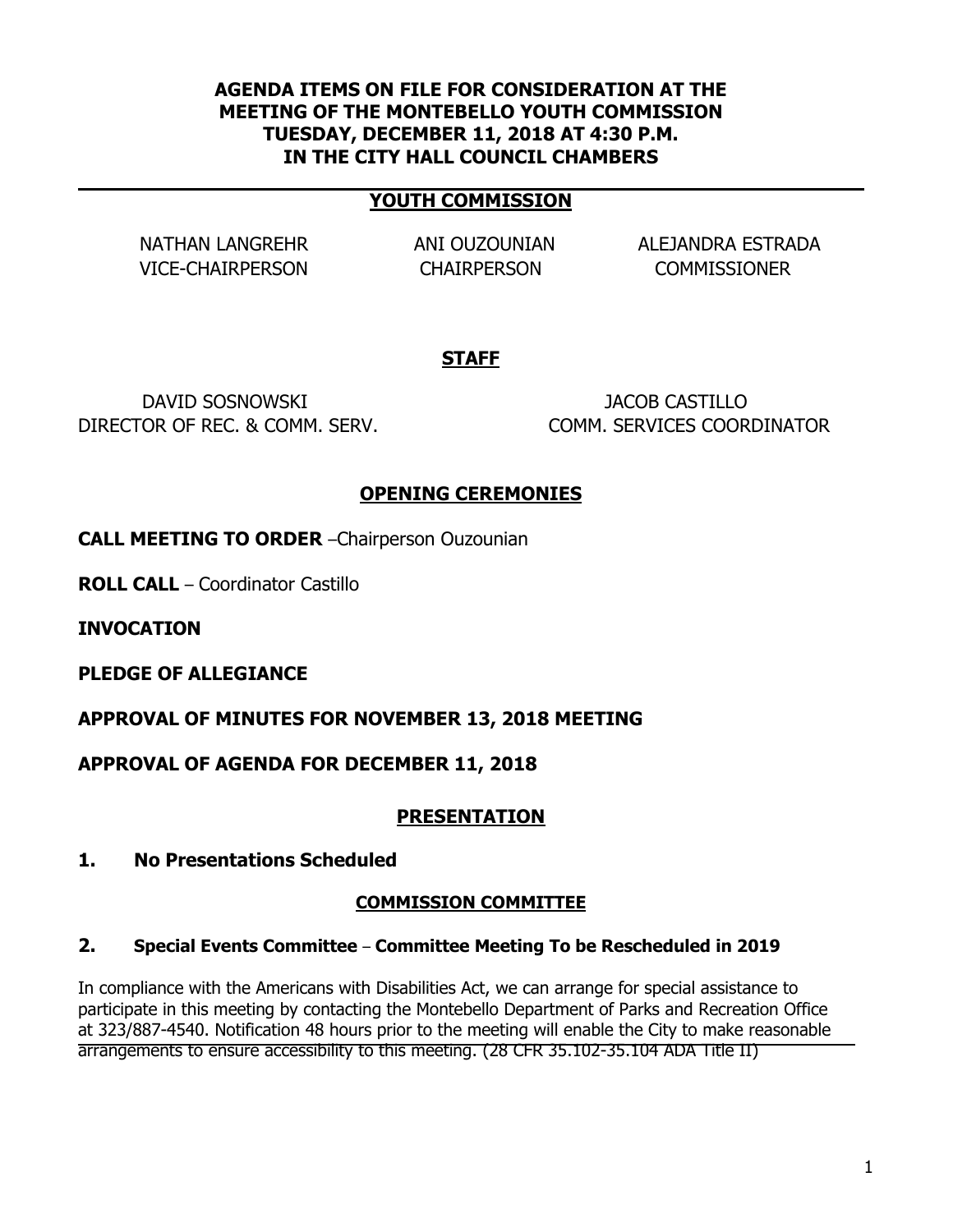**AGENA ITEMS ON FILE FOR CONSIDERATION AT THE MEETING OF THE MONTEBELLO YOUTH COMMISSION TUESDAY, DECEMBER 11, 2018 AT 4:30 P.M. IN THE CITY HALL COUNCIL CHAMBERS**

## YOUTH COMMISSION

| NATHAN LANGREHR | ANI OUZOUNIAN | ALEJANDRA ESTRADA |
|---|---|---|
| VICE-CHAIRPERSON | CHAIRPERSON | COMMISSIONER |

## STAFF

| DAVID SOSNOWSKI | JACOB CASTILLO |
|---|---|
| DIRECTOR OF REC. & COMM. SERV. | COMM. SERVICES COORDINATOR |

## OPENING CEREMONIES

**CALL MEETING TO ORDER** –Chairperson Ouzounian

**ROLL CALL** – Coordinator Castillo

**INVOCATION**

**PLEDGE OF ALLEGIANCE**

**APPROVAL OF MINUTES FOR NOVEMBER 13, 2018 MEETING**

**APPROVAL OF AGENDA FOR DECEMBER 11, 2018**

## PRESENTATION

**1. No Presentations Scheduled**

## COMMISSION COMMITTEE

**2. Special Events Committee – Committee Meeting To be Rescheduled in 2019**

In compliance with the Americans with Disabilities Act, we can arrange for special assistance to participate in this meeting by contacting the Montebello Department of Parks and Recreation Office at 323/887-4540. Notification 48 hours prior to the meeting will enable the City to make reasonable arrangements to ensure accessibility to this meeting. (28 CFR 35.102-35.104 ADA Title II)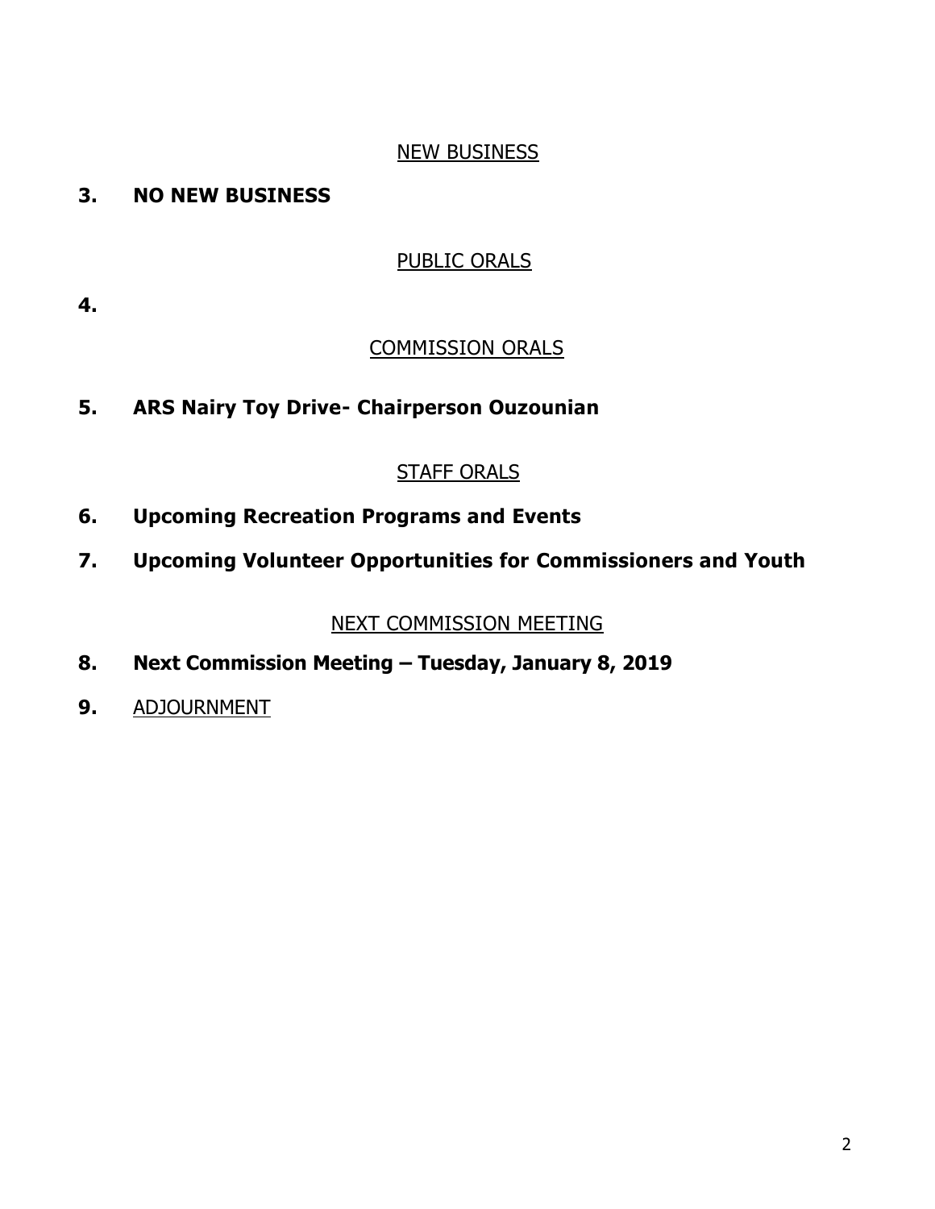## NEW BUSINESS

**3. NO NEW BUSINESS**

## PUBLIC ORALS

**4.**

## COMMISSION ORALS

**5. ARS Nairy Toy Drive- Chairperson Ouzounian**

## STAFF ORALS

**6. Upcoming Recreation Programs and Events**

**7. Upcoming Volunteer Opportunities for Commissioners and Youth**

## NEXT COMMISSION MEETING

**8. Next Commission Meeting – Tuesday, January 8, 2019**

**9.** ADJOURNMENT